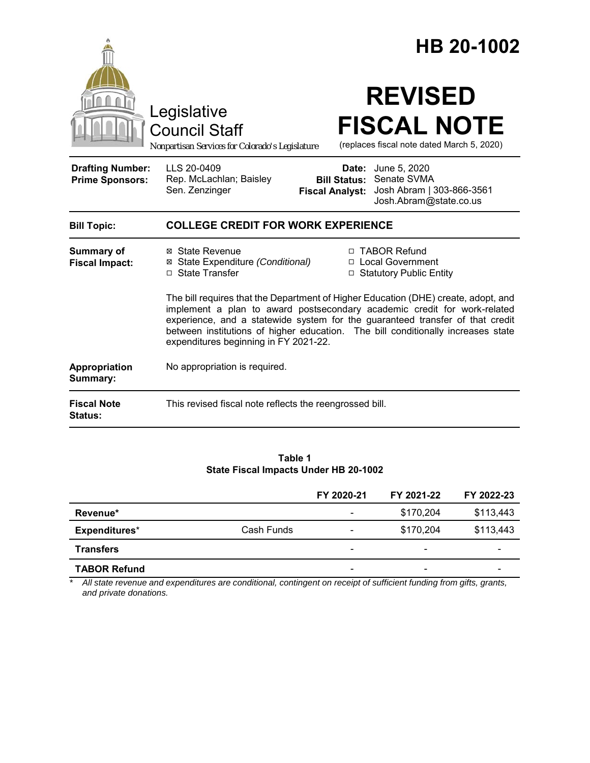# HB 20-1002

Legislative Council Staff

*Nonpartisan Services for Colorado's Legislature*

# REVISED FISCAL NOTE

(replaces fiscal note dated March 5, 2020)

| | | | |
|---|---|---|---|
| **Drafting Number:** | LLS 20-0409 | **Date:** | June 5, 2020 |
| **Prime Sponsors:** | Rep. McLachlan; Baisley<br>Sen. Zenzinger | **Bill Status:** | Senate SVMA |
| | | **Fiscal Analyst:** | Josh Abram \| 303-866-3561<br>Josh.Abram@state.co.us |

| | |
|---|---|
| **Bill Topic:** | **COLLEGE CREDIT FOR WORK EXPERIENCE** |

**Summary of Fiscal Impact:**

- ☒ State Revenue
- ☒ State Expenditure *(Conditional)*
- ☐ State Transfer
- ☐ TABOR Refund
- ☐ Local Government
- ☐ Statutory Public Entity

The bill requires that the Department of Higher Education (DHE) create, adopt, and implement a plan to award postsecondary academic credit for work-related experience, and a statewide system for the guaranteed transfer of that credit between institutions of higher education. The bill conditionally increases state expenditures beginning in FY 2021-22.

**Appropriation Summary:** No appropriation is required.

**Fiscal Note Status:** This revised fiscal note reflects the reengrossed bill.

**Table 1**
**State Fiscal Impacts Under HB 20-1002**

| | | FY 2020-21 | FY 2021-22 | FY 2022-23 |
|---|---|---|---|---|
| **Revenue*** | | - | $170,204 | $113,443 |
| **Expenditures*** | Cash Funds | - | $170,204 | $113,443 |
| **Transfers** | | - | - | - |
| **TABOR Refund** | | - | - | - |

\* *All state revenue and expenditures are conditional, contingent on receipt of sufficient funding from gifts, grants, and private donations.*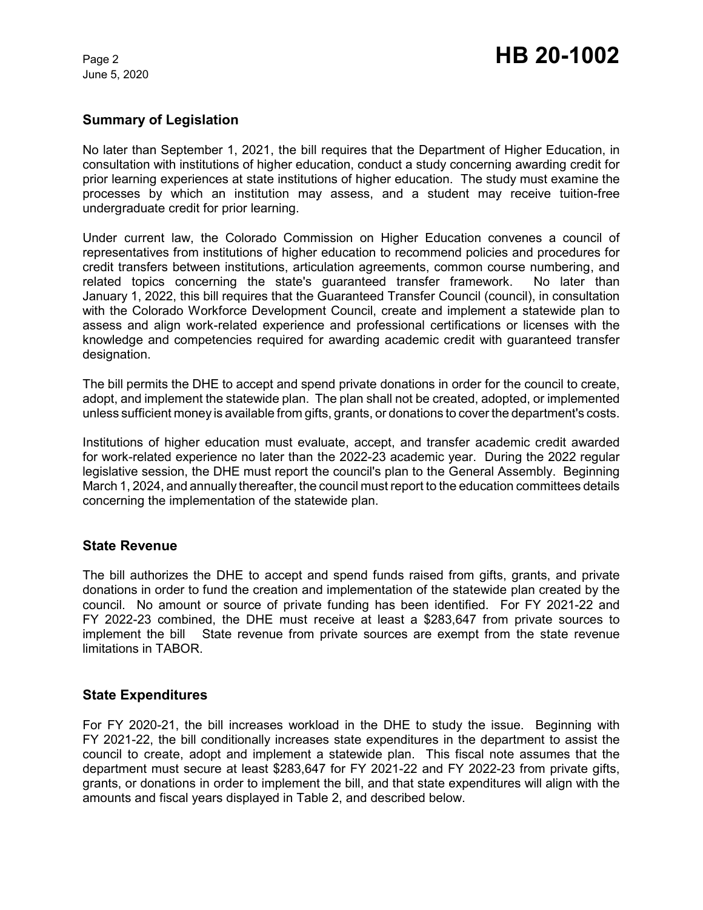## Summary of Legislation

No later than September 1, 2021, the bill requires that the Department of Higher Education, in consultation with institutions of higher education, conduct a study concerning awarding credit for prior learning experiences at state institutions of higher education. The study must examine the processes by which an institution may assess, and a student may receive tuition-free undergraduate credit for prior learning.

Under current law, the Colorado Commission on Higher Education convenes a council of representatives from institutions of higher education to recommend policies and procedures for credit transfers between institutions, articulation agreements, common course numbering, and related topics concerning the state's guaranteed transfer framework. No later than January 1, 2022, this bill requires that the Guaranteed Transfer Council (council), in consultation with the Colorado Workforce Development Council, create and implement a statewide plan to assess and align work-related experience and professional certifications or licenses with the knowledge and competencies required for awarding academic credit with guaranteed transfer designation.

The bill permits the DHE to accept and spend private donations in order for the council to create, adopt, and implement the statewide plan. The plan shall not be created, adopted, or implemented unless sufficient money is available from gifts, grants, or donations to cover the department's costs.

Institutions of higher education must evaluate, accept, and transfer academic credit awarded for work-related experience no later than the 2022-23 academic year. During the 2022 regular legislative session, the DHE must report the council's plan to the General Assembly. Beginning March 1, 2024, and annually thereafter, the council must report to the education committees details concerning the implementation of the statewide plan.

## State Revenue

The bill authorizes the DHE to accept and spend funds raised from gifts, grants, and private donations in order to fund the creation and implementation of the statewide plan created by the council. No amount or source of private funding has been identified. For FY 2021-22 and FY 2022-23 combined, the DHE must receive at least a $283,647 from private sources to implement the bill State revenue from private sources are exempt from the state revenue limitations in TABOR.

## State Expenditures

For FY 2020-21, the bill increases workload in the DHE to study the issue. Beginning with FY 2021-22, the bill conditionally increases state expenditures in the department to assist the council to create, adopt and implement a statewide plan. This fiscal note assumes that the department must secure at least $283,647 for FY 2021-22 and FY 2022-23 from private gifts, grants, or donations in order to implement the bill, and that state expenditures will align with the amounts and fiscal years displayed in Table 2, and described below.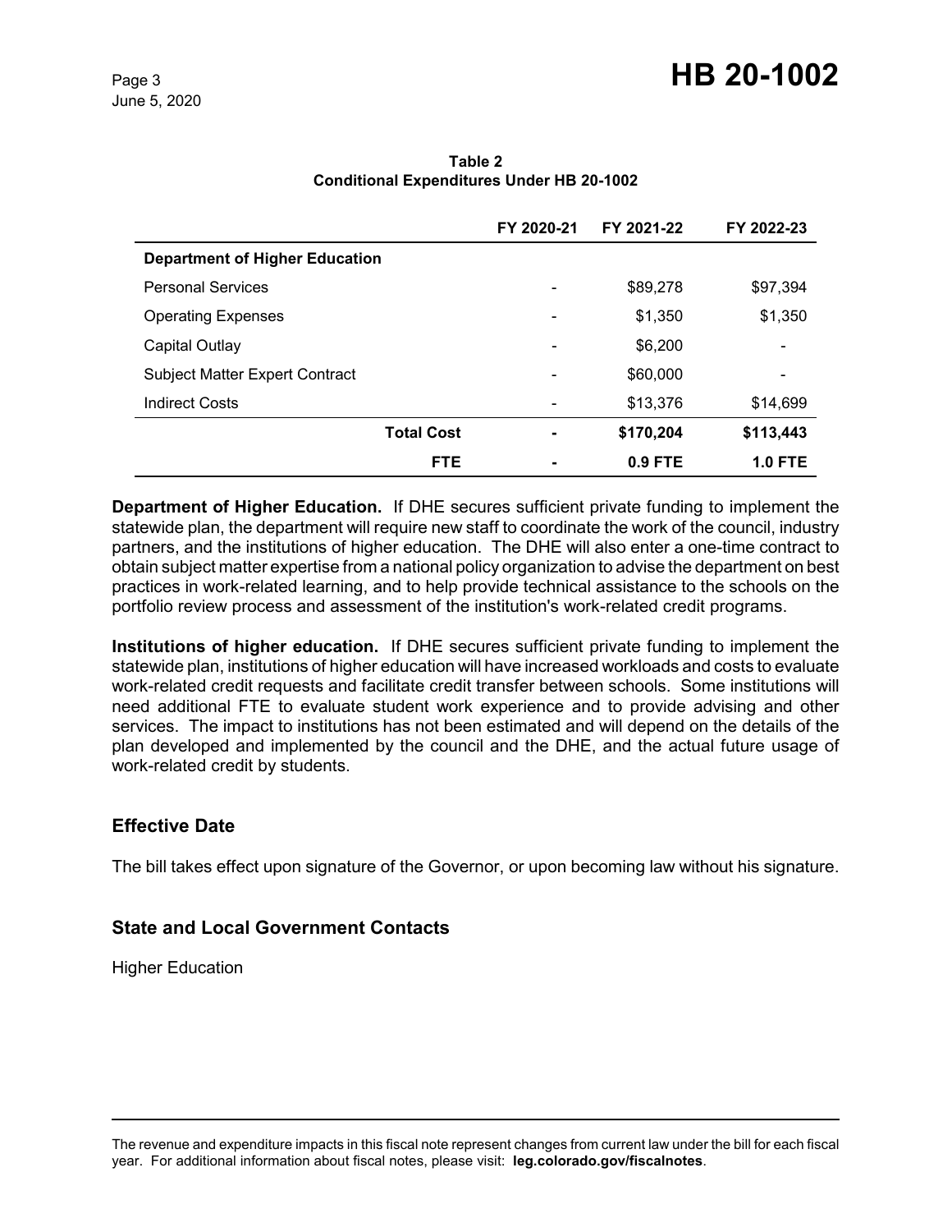**Table 2**
**Conditional Expenditures Under HB 20-1002**

| | FY 2020-21 | FY 2021-22 | FY 2022-23 |
|---|---|---|---|
| **Department of Higher Education** | | | |
| Personal Services | - | $89,278 | $97,394 |
| Operating Expenses | - | $1,350 | $1,350 |
| Capital Outlay | - | $6,200 | - |
| Subject Matter Expert Contract | - | $60,000 | - |
| Indirect Costs | - | $13,376 | $14,699 |
| **Total Cost** | **-** | **$170,204** | **$113,443** |
| **FTE** | **-** | **0.9 FTE** | **1.0 FTE** |

**Department of Higher Education.** If DHE secures sufficient private funding to implement the statewide plan, the department will require new staff to coordinate the work of the council, industry partners, and the institutions of higher education. The DHE will also enter a one-time contract to obtain subject matter expertise from a national policy organization to advise the department on best practices in work-related learning, and to help provide technical assistance to the schools on the portfolio review process and assessment of the institution's work-related credit programs.

**Institutions of higher education.** If DHE secures sufficient private funding to implement the statewide plan, institutions of higher education will have increased workloads and costs to evaluate work-related credit requests and facilitate credit transfer between schools. Some institutions will need additional FTE to evaluate student work experience and to provide advising and other services. The impact to institutions has not been estimated and will depend on the details of the plan developed and implemented by the council and the DHE, and the actual future usage of work-related credit by students.

## Effective Date

The bill takes effect upon signature of the Governor, or upon becoming law without his signature.

## State and Local Government Contacts

Higher Education

The revenue and expenditure impacts in this fiscal note represent changes from current law under the bill for each fiscal year. For additional information about fiscal notes, please visit: **leg.colorado.gov/fiscalnotes**.